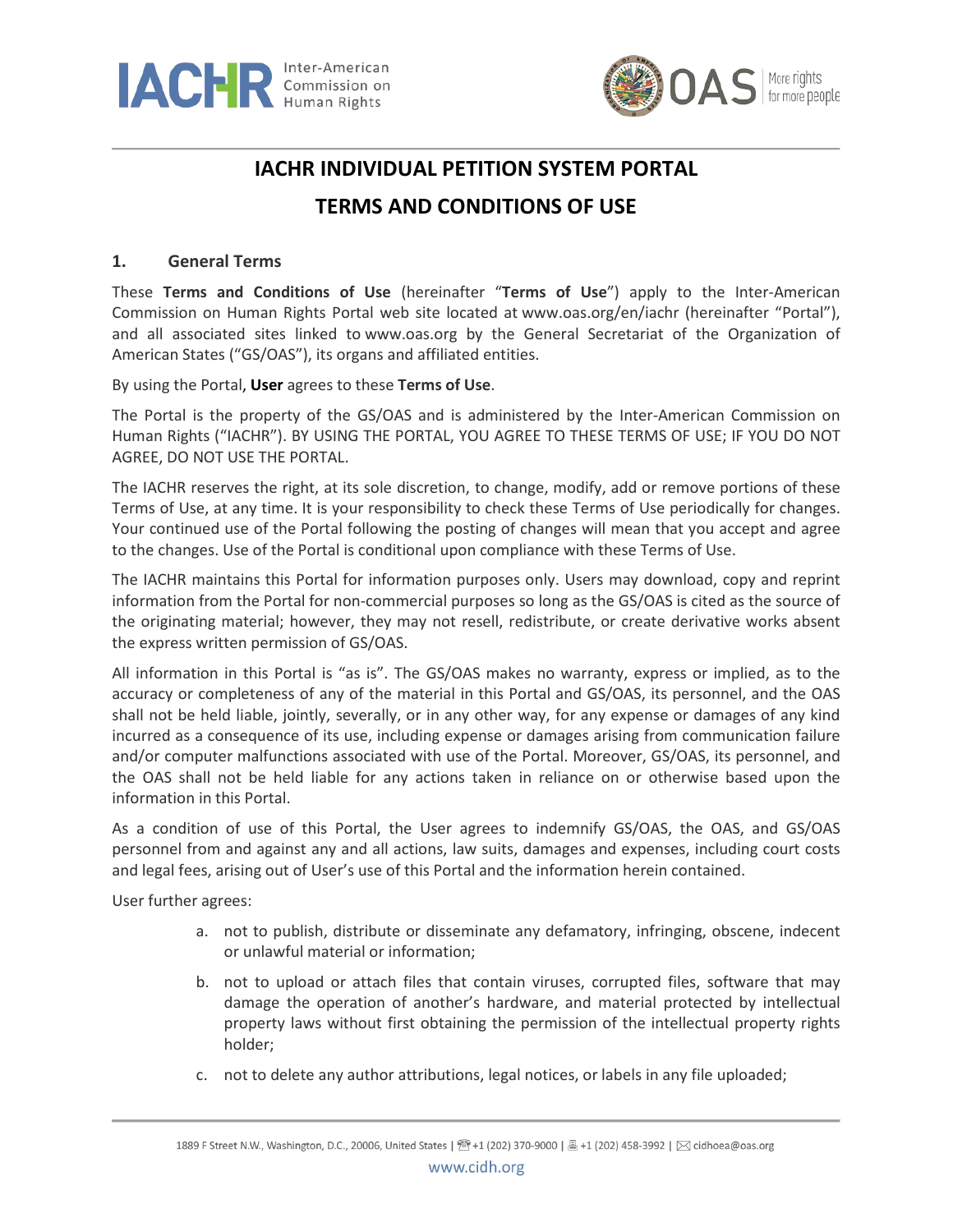# IACHR INDIVIDUAL PETITION SYSTEM PORTAL

# TERMS AND CONDITIONS OF USE

## 1. General Terms

These **Terms and Conditions of Use** (hereinafter "**Terms of Use**") apply to the Inter-American Commission on Human Rights Portal web site located at www.oas.org/en/iachr (hereinafter "Portal"), and all associated sites linked to www.oas.org by the General Secretariat of the Organization of American States ("GS/OAS"), its organs and affiliated entities.

By using the Portal**, User** agrees to these **Terms of Use**.

The Portal is the property of the GS/OAS and is administered by the Inter-American Commission on Human Rights ("IACHR"). BY USING THE PORTAL, YOU AGREE TO THESE TERMS OF USE; IF YOU DO NOT AGREE, DO NOT USE THE PORTAL.

The IACHR reserves the right, at its sole discretion, to change, modify, add or remove portions of these Terms of Use, at any time. It is your responsibility to check these Terms of Use periodically for changes. Your continued use of the Portal following the posting of changes will mean that you accept and agree to the changes. Use of the Portal is conditional upon compliance with these Terms of Use.

The IACHR maintains this Portal for information purposes only. Users may download, copy and reprint information from the Portal for non-commercial purposes so long as the GS/OAS is cited as the source of the originating material; however, they may not resell, redistribute, or create derivative works absent the express written permission of GS/OAS.

All information in this Portal is "as is". The GS/OAS makes no warranty, express or implied, as to the accuracy or completeness of any of the material in this Portal and GS/OAS, its personnel, and the OAS shall not be held liable, jointly, severally, or in any other way, for any expense or damages of any kind incurred as a consequence of its use, including expense or damages arising from communication failure and/or computer malfunctions associated with use of the Portal. Moreover, GS/OAS, its personnel, and the OAS shall not be held liable for any actions taken in reliance on or otherwise based upon the information in this Portal.

As a condition of use of this Portal, the User agrees to indemnify GS/OAS, the OAS, and GS/OAS personnel from and against any and all actions, law suits, damages and expenses, including court costs and legal fees, arising out of User's use of this Portal and the information herein contained.

User further agrees:

a. not to publish, distribute or disseminate any defamatory, infringing, obscene, indecent or unlawful material or information;

b. not to upload or attach files that contain viruses, corrupted files, software that may damage the operation of another's hardware, and material protected by intellectual property laws without first obtaining the permission of the intellectual property rights holder;

c. not to delete any author attributions, legal notices, or labels in any file uploaded;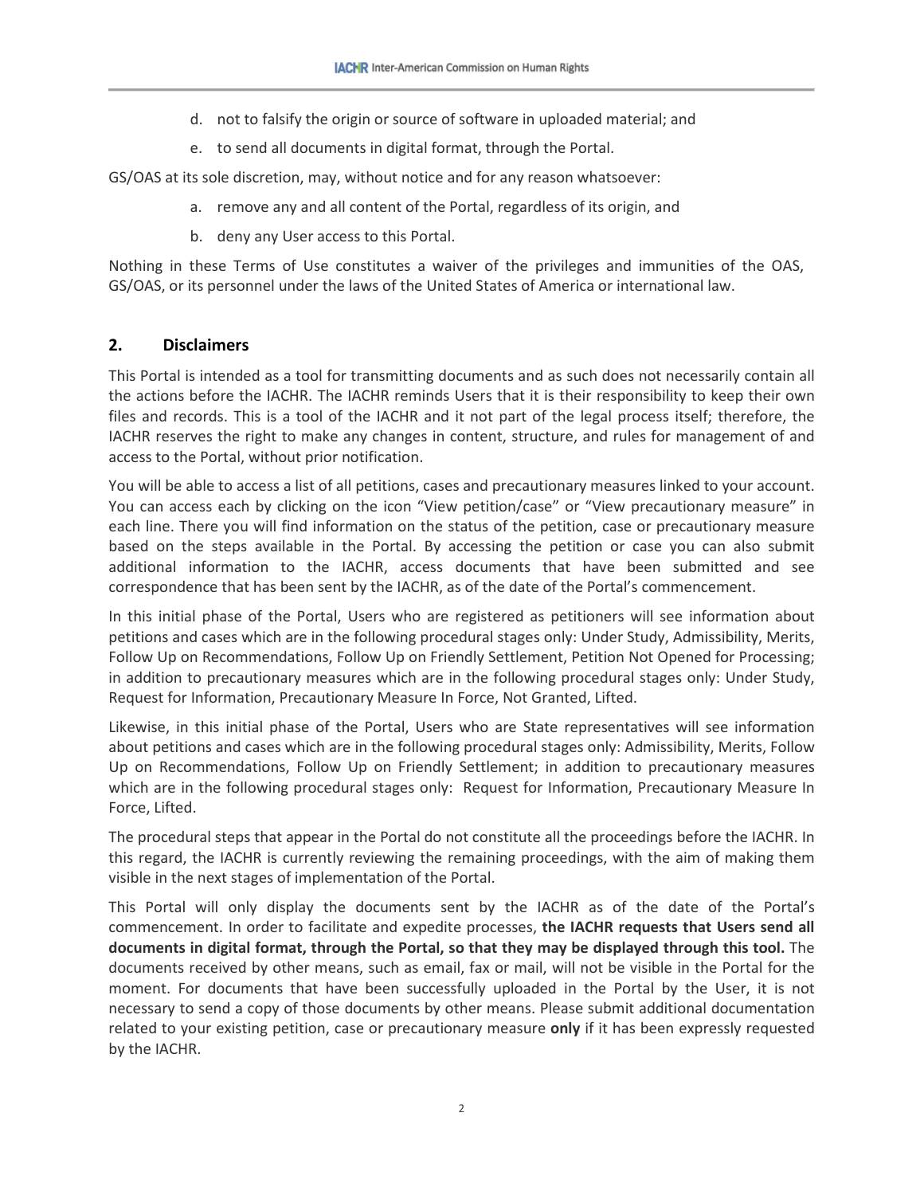d. not to falsify the origin or source of software in uploaded material; and

e. to send all documents in digital format, through the Portal.

GS/OAS at its sole discretion, may, without notice and for any reason whatsoever:

a. remove any and all content of the Portal, regardless of its origin, and

b. deny any User access to this Portal.

Nothing in these Terms of Use constitutes a waiver of the privileges and immunities of the OAS, GS/OAS, or its personnel under the laws of the United States of America or international law.

## 2. Disclaimers

This Portal is intended as a tool for transmitting documents and as such does not necessarily contain all the actions before the IACHR. The IACHR reminds Users that it is their responsibility to keep their own files and records. This is a tool of the IACHR and it not part of the legal process itself; therefore, the IACHR reserves the right to make any changes in content, structure, and rules for management of and access to the Portal, without prior notification.

You will be able to access a list of all petitions, cases and precautionary measures linked to your account. You can access each by clicking on the icon "View petition/case" or "View precautionary measure" in each line. There you will find information on the status of the petition, case or precautionary measure based on the steps available in the Portal. By accessing the petition or case you can also submit additional information to the IACHR, access documents that have been submitted and see correspondence that has been sent by the IACHR, as of the date of the Portal's commencement.

In this initial phase of the Portal, Users who are registered as petitioners will see information about petitions and cases which are in the following procedural stages only: Under Study, Admissibility, Merits, Follow Up on Recommendations, Follow Up on Friendly Settlement, Petition Not Opened for Processing; in addition to precautionary measures which are in the following procedural stages only: Under Study, Request for Information, Precautionary Measure In Force, Not Granted, Lifted.

Likewise, in this initial phase of the Portal, Users who are State representatives will see information about petitions and cases which are in the following procedural stages only: Admissibility, Merits, Follow Up on Recommendations, Follow Up on Friendly Settlement; in addition to precautionary measures which are in the following procedural stages only: Request for Information, Precautionary Measure In Force, Lifted.

The procedural steps that appear in the Portal do not constitute all the proceedings before the IACHR. In this regard, the IACHR is currently reviewing the remaining proceedings, with the aim of making them visible in the next stages of implementation of the Portal.

This Portal will only display the documents sent by the IACHR as of the date of the Portal's commencement. In order to facilitate and expedite processes, **the IACHR requests that Users send all documents in digital format, through the Portal, so that they may be displayed through this tool.** The documents received by other means, such as email, fax or mail, will not be visible in the Portal for the moment. For documents that have been successfully uploaded in the Portal by the User, it is not necessary to send a copy of those documents by other means. Please submit additional documentation related to your existing petition, case or precautionary measure **only** if it has been expressly requested by the IACHR.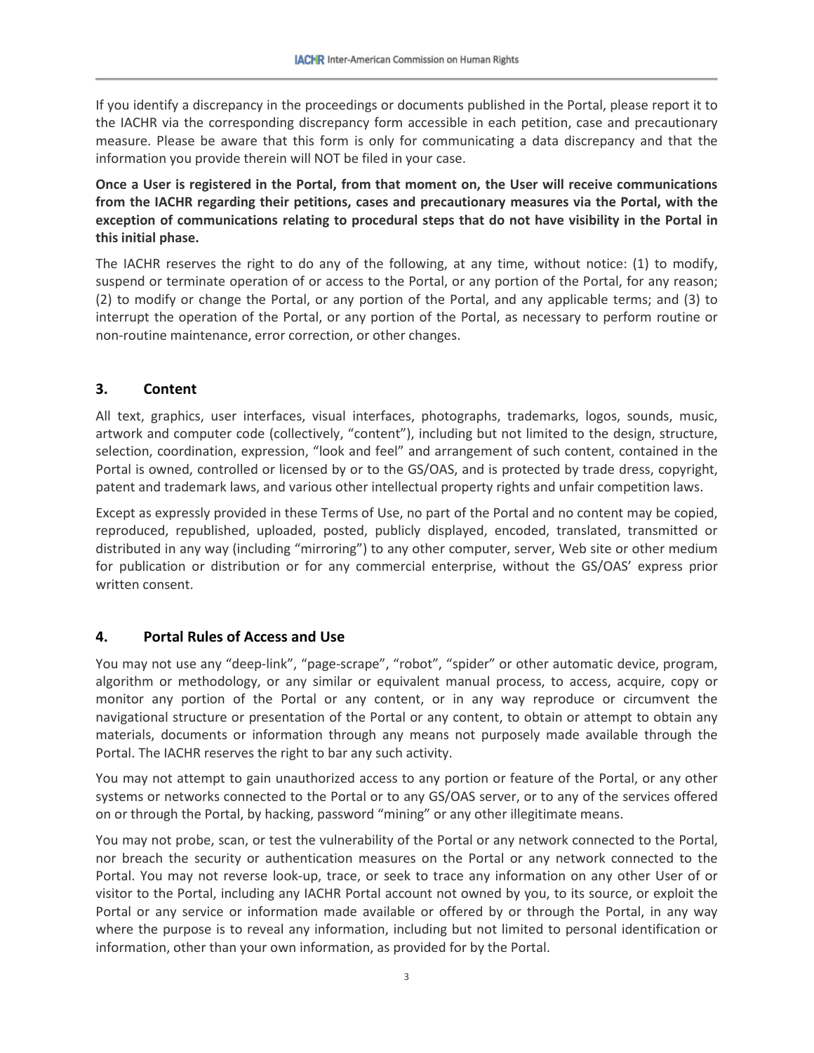If you identify a discrepancy in the proceedings or documents published in the Portal, please report it to the IACHR via the corresponding discrepancy form accessible in each petition, case and precautionary measure. Please be aware that this form is only for communicating a data discrepancy and that the information you provide therein will NOT be filed in your case.

**Once a User is registered in the Portal, from that moment on, the User will receive communications from the IACHR regarding their petitions, cases and precautionary measures via the Portal, with the exception of communications relating to procedural steps that do not have visibility in the Portal in this initial phase.**

The IACHR reserves the right to do any of the following, at any time, without notice: (1) to modify, suspend or terminate operation of or access to the Portal, or any portion of the Portal, for any reason; (2) to modify or change the Portal, or any portion of the Portal, and any applicable terms; and (3) to interrupt the operation of the Portal, or any portion of the Portal, as necessary to perform routine or non-routine maintenance, error correction, or other changes.

## 3. Content

All text, graphics, user interfaces, visual interfaces, photographs, trademarks, logos, sounds, music, artwork and computer code (collectively, "content"), including but not limited to the design, structure, selection, coordination, expression, "look and feel" and arrangement of such content, contained in the Portal is owned, controlled or licensed by or to the GS/OAS, and is protected by trade dress, copyright, patent and trademark laws, and various other intellectual property rights and unfair competition laws.

Except as expressly provided in these Terms of Use, no part of the Portal and no content may be copied, reproduced, republished, uploaded, posted, publicly displayed, encoded, translated, transmitted or distributed in any way (including "mirroring") to any other computer, server, Web site or other medium for publication or distribution or for any commercial enterprise, without the GS/OAS' express prior written consent.

## 4. Portal Rules of Access and Use

You may not use any "deep-link", "page-scrape", "robot", "spider" or other automatic device, program, algorithm or methodology, or any similar or equivalent manual process, to access, acquire, copy or monitor any portion of the Portal or any content, or in any way reproduce or circumvent the navigational structure or presentation of the Portal or any content, to obtain or attempt to obtain any materials, documents or information through any means not purposely made available through the Portal. The IACHR reserves the right to bar any such activity.

You may not attempt to gain unauthorized access to any portion or feature of the Portal, or any other systems or networks connected to the Portal or to any GS/OAS server, or to any of the services offered on or through the Portal, by hacking, password "mining" or any other illegitimate means.

You may not probe, scan, or test the vulnerability of the Portal or any network connected to the Portal, nor breach the security or authentication measures on the Portal or any network connected to the Portal. You may not reverse look-up, trace, or seek to trace any information on any other User of or visitor to the Portal, including any IACHR Portal account not owned by you, to its source, or exploit the Portal or any service or information made available or offered by or through the Portal, in any way where the purpose is to reveal any information, including but not limited to personal identification or information, other than your own information, as provided for by the Portal.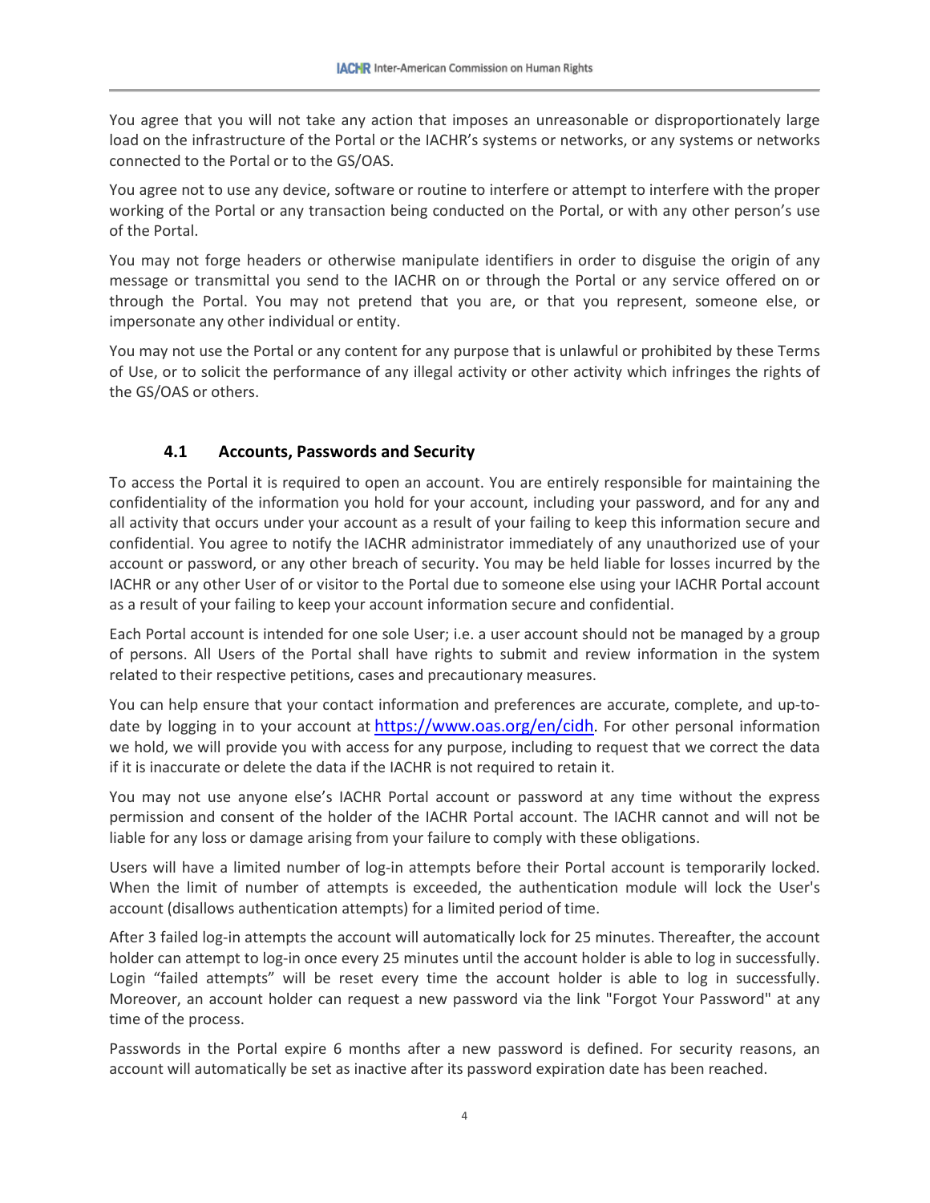You agree that you will not take any action that imposes an unreasonable or disproportionately large load on the infrastructure of the Portal or the IACHR's systems or networks, or any systems or networks connected to the Portal or to the GS/OAS.

You agree not to use any device, software or routine to interfere or attempt to interfere with the proper working of the Portal or any transaction being conducted on the Portal, or with any other person's use of the Portal.

You may not forge headers or otherwise manipulate identifiers in order to disguise the origin of any message or transmittal you send to the IACHR on or through the Portal or any service offered on or through the Portal. You may not pretend that you are, or that you represent, someone else, or impersonate any other individual or entity.

You may not use the Portal or any content for any purpose that is unlawful or prohibited by these Terms of Use, or to solicit the performance of any illegal activity or other activity which infringes the rights of the GS/OAS or others.

### 4.1 Accounts, Passwords and Security

To access the Portal it is required to open an account. You are entirely responsible for maintaining the confidentiality of the information you hold for your account, including your password, and for any and all activity that occurs under your account as a result of your failing to keep this information secure and confidential. You agree to notify the IACHR administrator immediately of any unauthorized use of your account or password, or any other breach of security. You may be held liable for losses incurred by the IACHR or any other User of or visitor to the Portal due to someone else using your IACHR Portal account as a result of your failing to keep your account information secure and confidential.

Each Portal account is intended for one sole User; i.e. a user account should not be managed by a group of persons. All Users of the Portal shall have rights to submit and review information in the system related to their respective petitions, cases and precautionary measures.

You can help ensure that your contact information and preferences are accurate, complete, and up-to-date by logging in to your account at [https://www.oas.org/en/cidh](https://www.oas.org/en/cidh). For other personal information we hold, we will provide you with access for any purpose, including to request that we correct the data if it is inaccurate or delete the data if the IACHR is not required to retain it.

You may not use anyone else's IACHR Portal account or password at any time without the express permission and consent of the holder of the IACHR Portal account. The IACHR cannot and will not be liable for any loss or damage arising from your failure to comply with these obligations.

Users will have a limited number of log-in attempts before their Portal account is temporarily locked. When the limit of number of attempts is exceeded, the authentication module will lock the User's account (disallows authentication attempts) for a limited period of time.

After 3 failed log-in attempts the account will automatically lock for 25 minutes. Thereafter, the account holder can attempt to log-in once every 25 minutes until the account holder is able to log in successfully. Login "failed attempts" will be reset every time the account holder is able to log in successfully. Moreover, an account holder can request a new password via the link "Forgot Your Password" at any time of the process.

Passwords in the Portal expire 6 months after a new password is defined. For security reasons, an account will automatically be set as inactive after its password expiration date has been reached.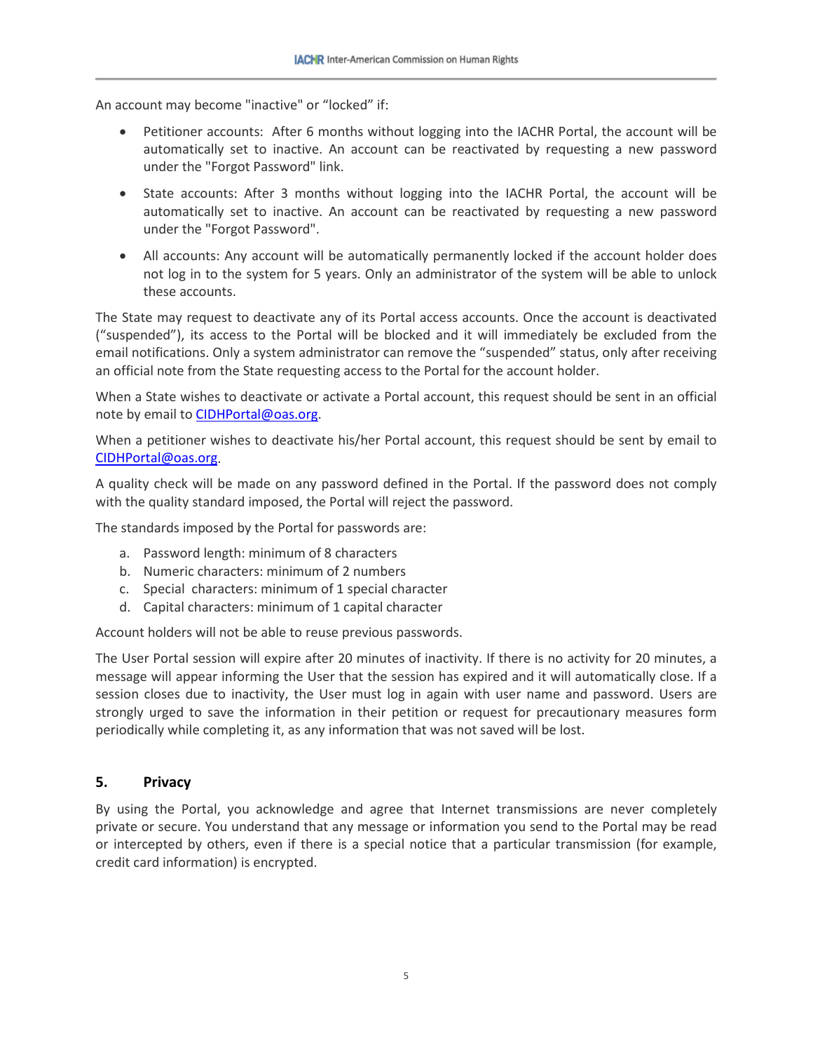An account may become "inactive" or "locked" if:

- Petitioner accounts: After 6 months without logging into the IACHR Portal, the account will be automatically set to inactive. An account can be reactivated by requesting a new password under the "Forgot Password" link.
- State accounts: After 3 months without logging into the IACHR Portal, the account will be automatically set to inactive. An account can be reactivated by requesting a new password under the "Forgot Password".
- All accounts: Any account will be automatically permanently locked if the account holder does not log in to the system for 5 years. Only an administrator of the system will be able to unlock these accounts.

The State may request to deactivate any of its Portal access accounts. Once the account is deactivated ("suspended"), its access to the Portal will be blocked and it will immediately be excluded from the email notifications. Only a system administrator can remove the "suspended" status, only after receiving an official note from the State requesting access to the Portal for the account holder.

When a State wishes to deactivate or activate a Portal account, this request should be sent in an official note by email to CIDHPortal@oas.org.

When a petitioner wishes to deactivate his/her Portal account, this request should be sent by email to CIDHPortal@oas.org.

A quality check will be made on any password defined in the Portal. If the password does not comply with the quality standard imposed, the Portal will reject the password.

The standards imposed by the Portal for passwords are:

a. Password length: minimum of 8 characters
b. Numeric characters: minimum of 2 numbers
c. Special characters: minimum of 1 special character
d. Capital characters: minimum of 1 capital character

Account holders will not be able to reuse previous passwords.

The User Portal session will expire after 20 minutes of inactivity. If there is no activity for 20 minutes, a message will appear informing the User that the session has expired and it will automatically close. If a session closes due to inactivity, the User must log in again with user name and password. Users are strongly urged to save the information in their petition or request for precautionary measures form periodically while completing it, as any information that was not saved will be lost.

## 5. Privacy

By using the Portal, you acknowledge and agree that Internet transmissions are never completely private or secure. You understand that any message or information you send to the Portal may be read or intercepted by others, even if there is a special notice that a particular transmission (for example, credit card information) is encrypted.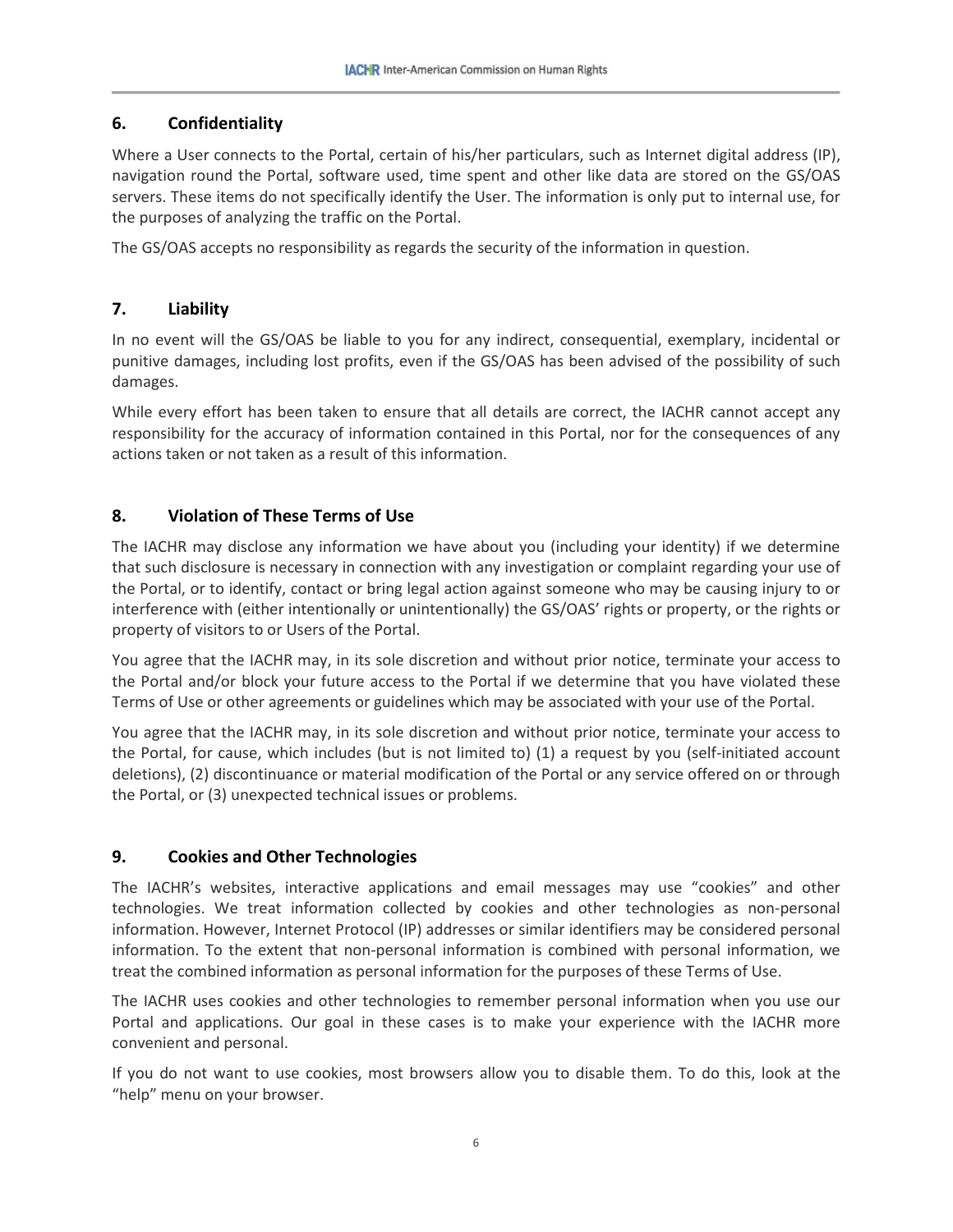## 6. Confidentiality

Where a User connects to the Portal, certain of his/her particulars, such as Internet digital address (IP), navigation round the Portal, software used, time spent and other like data are stored on the GS/OAS servers. These items do not specifically identify the User. The information is only put to internal use, for the purposes of analyzing the traffic on the Portal.

The GS/OAS accepts no responsibility as regards the security of the information in question.

## 7. Liability

In no event will the GS/OAS be liable to you for any indirect, consequential, exemplary, incidental or punitive damages, including lost profits, even if the GS/OAS has been advised of the possibility of such damages.

While every effort has been taken to ensure that all details are correct, the IACHR cannot accept any responsibility for the accuracy of information contained in this Portal, nor for the consequences of any actions taken or not taken as a result of this information.

## 8. Violation of These Terms of Use

The IACHR may disclose any information we have about you (including your identity) if we determine that such disclosure is necessary in connection with any investigation or complaint regarding your use of the Portal, or to identify, contact or bring legal action against someone who may be causing injury to or interference with (either intentionally or unintentionally) the GS/OAS' rights or property, or the rights or property of visitors to or Users of the Portal.

You agree that the IACHR may, in its sole discretion and without prior notice, terminate your access to the Portal and/or block your future access to the Portal if we determine that you have violated these Terms of Use or other agreements or guidelines which may be associated with your use of the Portal.

You agree that the IACHR may, in its sole discretion and without prior notice, terminate your access to the Portal, for cause, which includes (but is not limited to) (1) a request by you (self-initiated account deletions), (2) discontinuance or material modification of the Portal or any service offered on or through the Portal, or (3) unexpected technical issues or problems.

## 9. Cookies and Other Technologies

The IACHR's websites, interactive applications and email messages may use "cookies" and other technologies. We treat information collected by cookies and other technologies as non-personal information. However, Internet Protocol (IP) addresses or similar identifiers may be considered personal information. To the extent that non-personal information is combined with personal information, we treat the combined information as personal information for the purposes of these Terms of Use.

The IACHR uses cookies and other technologies to remember personal information when you use our Portal and applications. Our goal in these cases is to make your experience with the IACHR more convenient and personal.

If you do not want to use cookies, most browsers allow you to disable them. To do this, look at the "help" menu on your browser.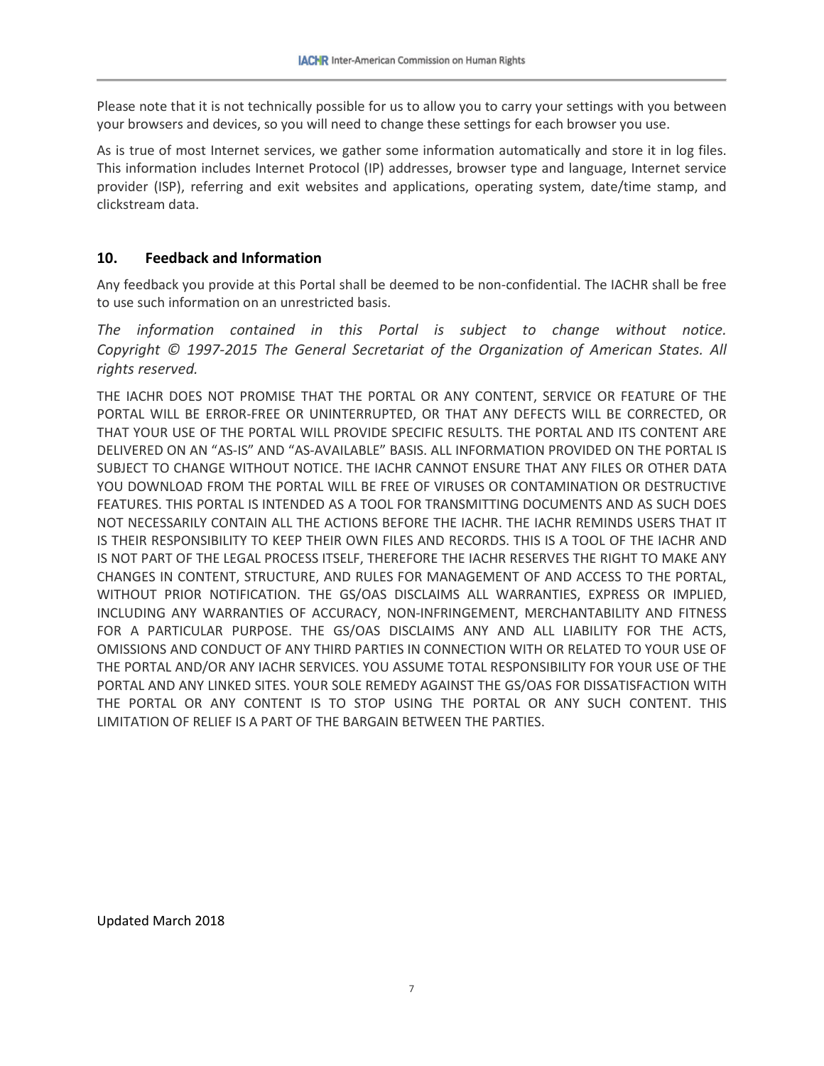Please note that it is not technically possible for us to allow you to carry your settings with you between your browsers and devices, so you will need to change these settings for each browser you use.

As is true of most Internet services, we gather some information automatically and store it in log files. This information includes Internet Protocol (IP) addresses, browser type and language, Internet service provider (ISP), referring and exit websites and applications, operating system, date/time stamp, and clickstream data.

## 10. Feedback and Information

Any feedback you provide at this Portal shall be deemed to be non-confidential. The IACHR shall be free to use such information on an unrestricted basis.

*The information contained in this Portal is subject to change without notice. Copyright © 1997-2015 The General Secretariat of the Organization of American States. All rights reserved.*

THE IACHR DOES NOT PROMISE THAT THE PORTAL OR ANY CONTENT, SERVICE OR FEATURE OF THE PORTAL WILL BE ERROR-FREE OR UNINTERRUPTED, OR THAT ANY DEFECTS WILL BE CORRECTED, OR THAT YOUR USE OF THE PORTAL WILL PROVIDE SPECIFIC RESULTS. THE PORTAL AND ITS CONTENT ARE DELIVERED ON AN "AS-IS" AND "AS-AVAILABLE" BASIS. ALL INFORMATION PROVIDED ON THE PORTAL IS SUBJECT TO CHANGE WITHOUT NOTICE. THE IACHR CANNOT ENSURE THAT ANY FILES OR OTHER DATA YOU DOWNLOAD FROM THE PORTAL WILL BE FREE OF VIRUSES OR CONTAMINATION OR DESTRUCTIVE FEATURES. THIS PORTAL IS INTENDED AS A TOOL FOR TRANSMITTING DOCUMENTS AND AS SUCH DOES NOT NECESSARILY CONTAIN ALL THE ACTIONS BEFORE THE IACHR. THE IACHR REMINDS USERS THAT IT IS THEIR RESPONSIBILITY TO KEEP THEIR OWN FILES AND RECORDS. THIS IS A TOOL OF THE IACHR AND IS NOT PART OF THE LEGAL PROCESS ITSELF, THEREFORE THE IACHR RESERVES THE RIGHT TO MAKE ANY CHANGES IN CONTENT, STRUCTURE, AND RULES FOR MANAGEMENT OF AND ACCESS TO THE PORTAL, WITHOUT PRIOR NOTIFICATION. THE GS/OAS DISCLAIMS ALL WARRANTIES, EXPRESS OR IMPLIED, INCLUDING ANY WARRANTIES OF ACCURACY, NON-INFRINGEMENT, MERCHANTABILITY AND FITNESS FOR A PARTICULAR PURPOSE. THE GS/OAS DISCLAIMS ANY AND ALL LIABILITY FOR THE ACTS, OMISSIONS AND CONDUCT OF ANY THIRD PARTIES IN CONNECTION WITH OR RELATED TO YOUR USE OF THE PORTAL AND/OR ANY IACHR SERVICES. YOU ASSUME TOTAL RESPONSIBILITY FOR YOUR USE OF THE PORTAL AND ANY LINKED SITES. YOUR SOLE REMEDY AGAINST THE GS/OAS FOR DISSATISFACTION WITH THE PORTAL OR ANY CONTENT IS TO STOP USING THE PORTAL OR ANY SUCH CONTENT. THIS LIMITATION OF RELIEF IS A PART OF THE BARGAIN BETWEEN THE PARTIES.

Updated March 2018